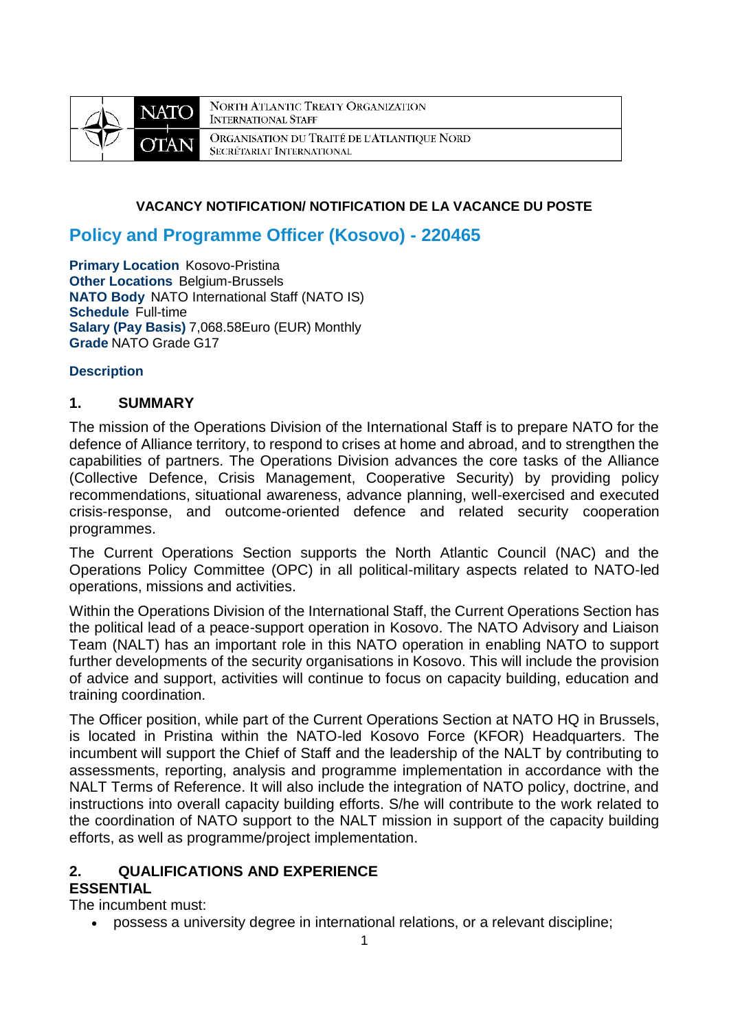NORTH ATLANTIC TREATY ORGANIZATION
INTERNATIONAL STAFF

ORGANISATION DU TRAITÉ DE L'ATLANTIQUE NORD
SECRÉTARIAT INTERNATIONAL

**VACANCY NOTIFICATION/ NOTIFICATION DE LA VACANCE DU POSTE**

# Policy and Programme Officer (Kosovo) - 220465

**Primary Location** Kosovo-Pristina
**Other Locations** Belgium-Brussels
**NATO Body** NATO International Staff (NATO IS)
**Schedule** Full-time
**Salary (Pay Basis)** 7,068.58Euro (EUR) Monthly
**Grade** NATO Grade G17

**Description**

## 1. SUMMARY

The mission of the Operations Division of the International Staff is to prepare NATO for the defence of Alliance territory, to respond to crises at home and abroad, and to strengthen the capabilities of partners. The Operations Division advances the core tasks of the Alliance (Collective Defence, Crisis Management, Cooperative Security) by providing policy recommendations, situational awareness, advance planning, well-exercised and executed crisis-response, and outcome-oriented defence and related security cooperation programmes.

The Current Operations Section supports the North Atlantic Council (NAC) and the Operations Policy Committee (OPC) in all political-military aspects related to NATO-led operations, missions and activities.

Within the Operations Division of the International Staff, the Current Operations Section has the political lead of a peace-support operation in Kosovo. The NATO Advisory and Liaison Team (NALT) has an important role in this NATO operation in enabling NATO to support further developments of the security organisations in Kosovo. This will include the provision of advice and support, activities will continue to focus on capacity building, education and training coordination.

The Officer position, while part of the Current Operations Section at NATO HQ in Brussels, is located in Pristina within the NATO-led Kosovo Force (KFOR) Headquarters. The incumbent will support the Chief of Staff and the leadership of the NALT by contributing to assessments, reporting, analysis and programme implementation in accordance with the NALT Terms of Reference. It will also include the integration of NATO policy, doctrine, and instructions into overall capacity building efforts. S/he will contribute to the work related to the coordination of NATO support to the NALT mission in support of the capacity building efforts, as well as programme/project implementation.

## 2. QUALIFICATIONS AND EXPERIENCE

**ESSENTIAL**

The incumbent must:

- possess a university degree in international relations, or a relevant discipline;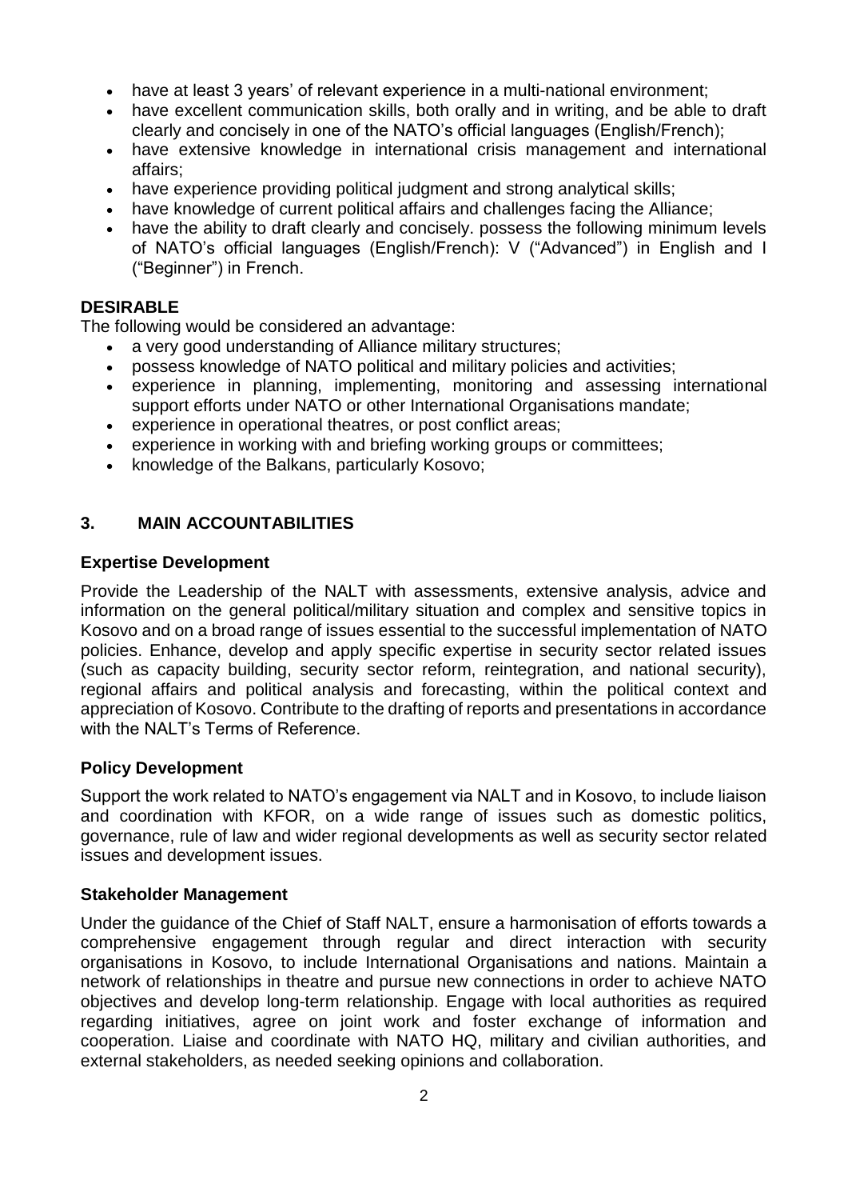- have at least 3 years' of relevant experience in a multi-national environment;
- have excellent communication skills, both orally and in writing, and be able to draft clearly and concisely in one of the NATO's official languages (English/French);
- have extensive knowledge in international crisis management and international affairs;
- have experience providing political judgment and strong analytical skills;
- have knowledge of current political affairs and challenges facing the Alliance;
- have the ability to draft clearly and concisely. possess the following minimum levels of NATO's official languages (English/French): V ("Advanced") in English and I ("Beginner") in French.

**DESIRABLE**

The following would be considered an advantage:

- a very good understanding of Alliance military structures;
- possess knowledge of NATO political and military policies and activities;
- experience in planning, implementing, monitoring and assessing international support efforts under NATO or other International Organisations mandate;
- experience in operational theatres, or post conflict areas;
- experience in working with and briefing working groups or committees;
- knowledge of the Balkans, particularly Kosovo;

## 3. MAIN ACCOUNTABILITIES

**Expertise Development**

Provide the Leadership of the NALT with assessments, extensive analysis, advice and information on the general political/military situation and complex and sensitive topics in Kosovo and on a broad range of issues essential to the successful implementation of NATO policies. Enhance, develop and apply specific expertise in security sector related issues (such as capacity building, security sector reform, reintegration, and national security), regional affairs and political analysis and forecasting, within the political context and appreciation of Kosovo. Contribute to the drafting of reports and presentations in accordance with the NALT's Terms of Reference.

**Policy Development**

Support the work related to NATO's engagement via NALT and in Kosovo, to include liaison and coordination with KFOR, on a wide range of issues such as domestic politics, governance, rule of law and wider regional developments as well as security sector related issues and development issues.

**Stakeholder Management**

Under the guidance of the Chief of Staff NALT, ensure a harmonisation of efforts towards a comprehensive engagement through regular and direct interaction with security organisations in Kosovo, to include International Organisations and nations. Maintain a network of relationships in theatre and pursue new connections in order to achieve NATO objectives and develop long-term relationship. Engage with local authorities as required regarding initiatives, agree on joint work and foster exchange of information and cooperation. Liaise and coordinate with NATO HQ, military and civilian authorities, and external stakeholders, as needed seeking opinions and collaboration.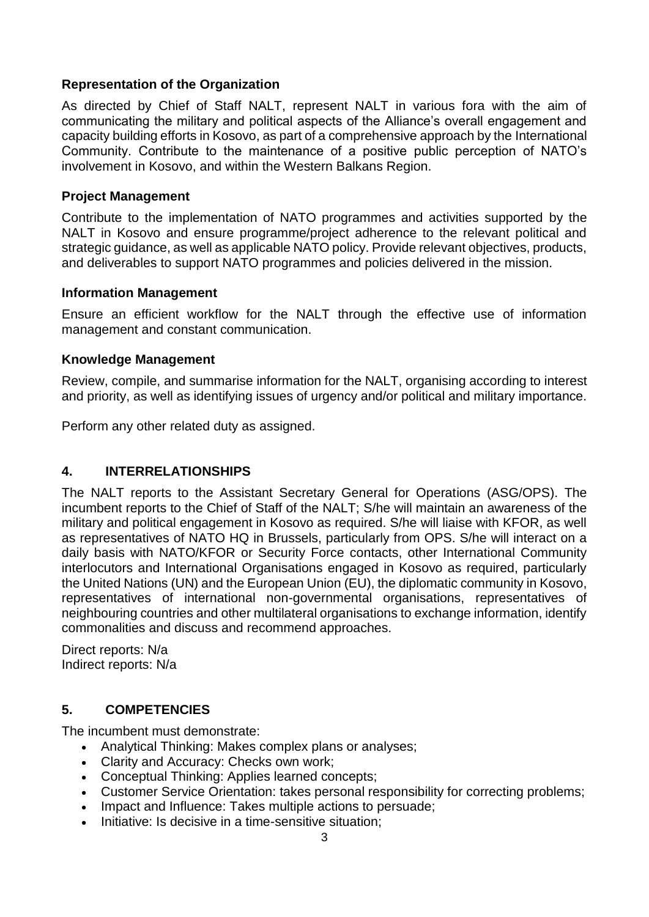### Representation of the Organization

As directed by Chief of Staff NALT, represent NALT in various fora with the aim of communicating the military and political aspects of the Alliance's overall engagement and capacity building efforts in Kosovo, as part of a comprehensive approach by the International Community. Contribute to the maintenance of a positive public perception of NATO's involvement in Kosovo, and within the Western Balkans Region.

### Project Management

Contribute to the implementation of NATO programmes and activities supported by the NALT in Kosovo and ensure programme/project adherence to the relevant political and strategic guidance, as well as applicable NATO policy. Provide relevant objectives, products, and deliverables to support NATO programmes and policies delivered in the mission.

### Information Management

Ensure an efficient workflow for the NALT through the effective use of information management and constant communication.

### Knowledge Management

Review, compile, and summarise information for the NALT, organising according to interest and priority, as well as identifying issues of urgency and/or political and military importance.

Perform any other related duty as assigned.

## 4. INTERRELATIONSHIPS

The NALT reports to the Assistant Secretary General for Operations (ASG/OPS). The incumbent reports to the Chief of Staff of the NALT; S/he will maintain an awareness of the military and political engagement in Kosovo as required. S/he will liaise with KFOR, as well as representatives of NATO HQ in Brussels, particularly from OPS. S/he will interact on a daily basis with NATO/KFOR or Security Force contacts, other International Community interlocutors and International Organisations engaged in Kosovo as required, particularly the United Nations (UN) and the European Union (EU), the diplomatic community in Kosovo, representatives of international non-governmental organisations, representatives of neighbouring countries and other multilateral organisations to exchange information, identify commonalities and discuss and recommend approaches.

Direct reports: N/a
Indirect reports: N/a

## 5. COMPETENCIES

The incumbent must demonstrate:

- Analytical Thinking: Makes complex plans or analyses;
- Clarity and Accuracy: Checks own work;
- Conceptual Thinking: Applies learned concepts;
- Customer Service Orientation: takes personal responsibility for correcting problems;
- Impact and Influence: Takes multiple actions to persuade;
- Initiative: Is decisive in a time-sensitive situation;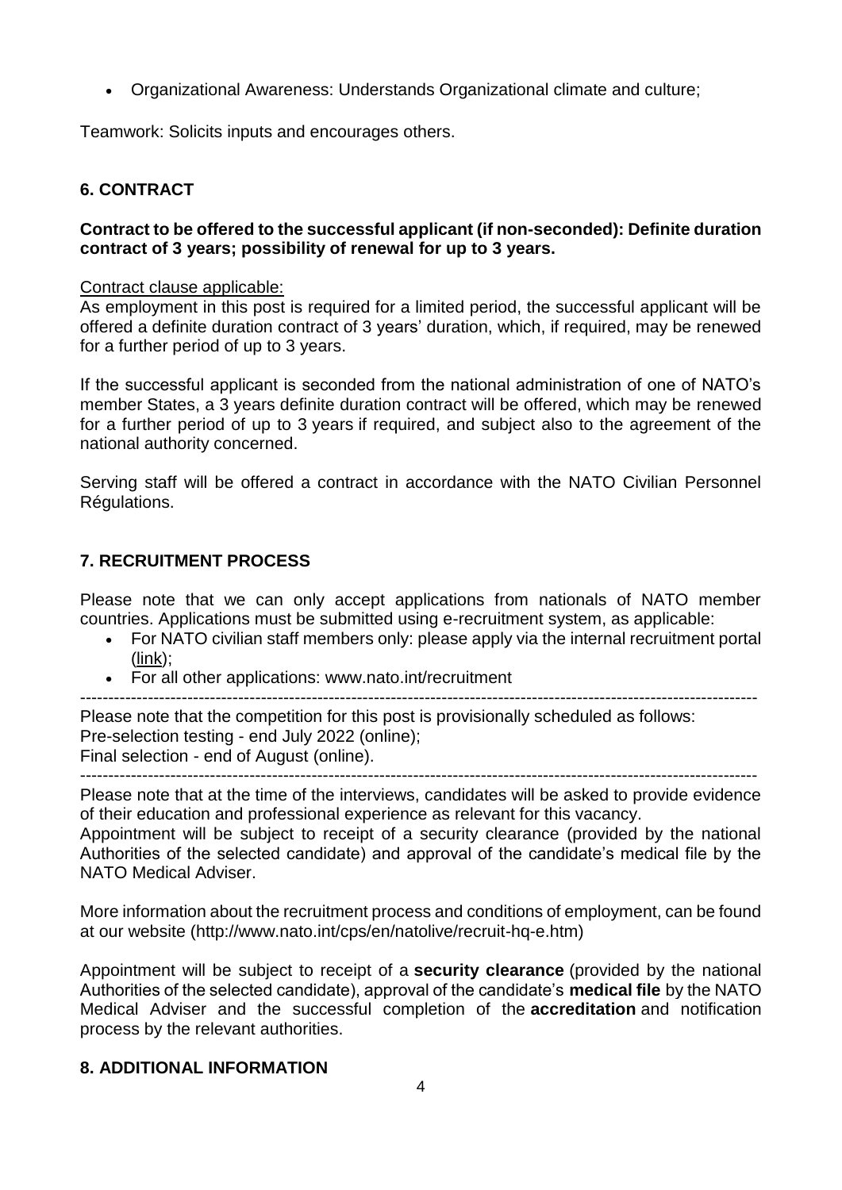- Organizational Awareness: Understands Organizational climate and culture;

Teamwork: Solicits inputs and encourages others.

## 6. CONTRACT

**Contract to be offered to the successful applicant (if non-seconded): Definite duration contract of 3 years; possibility of renewal for up to 3 years.**

Contract clause applicable:
As employment in this post is required for a limited period, the successful applicant will be offered a definite duration contract of 3 years' duration, which, if required, may be renewed for a further period of up to 3 years.

If the successful applicant is seconded from the national administration of one of NATO's member States, a 3 years definite duration contract will be offered, which may be renewed for a further period of up to 3 years if required, and subject also to the agreement of the national authority concerned.

Serving staff will be offered a contract in accordance with the NATO Civilian Personnel Régulations.

## 7. RECRUITMENT PROCESS

Please note that we can only accept applications from nationals of NATO member countries. Applications must be submitted using e-recruitment system, as applicable:

- For NATO civilian staff members only: please apply via the internal recruitment portal (link);
- For all other applications: www.nato.int/recruitment

---

Please note that the competition for this post is provisionally scheduled as follows:
Pre-selection testing - end July 2022 (online);
Final selection - end of August (online).

---

Please note that at the time of the interviews, candidates will be asked to provide evidence of their education and professional experience as relevant for this vacancy.
Appointment will be subject to receipt of a security clearance (provided by the national Authorities of the selected candidate) and approval of the candidate's medical file by the NATO Medical Adviser.

More information about the recruitment process and conditions of employment, can be found at our website (http://www.nato.int/cps/en/natolive/recruit-hq-e.htm)

Appointment will be subject to receipt of a **security clearance** (provided by the national Authorities of the selected candidate), approval of the candidate's **medical file** by the NATO Medical Adviser and the successful completion of the **accreditation** and notification process by the relevant authorities.

## 8. ADDITIONAL INFORMATION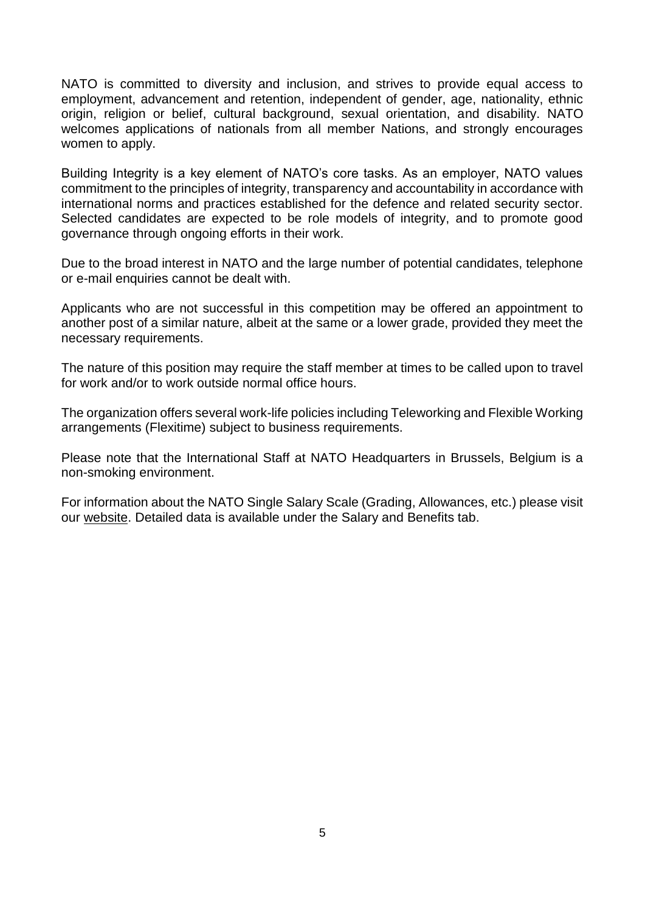NATO is committed to diversity and inclusion, and strives to provide equal access to employment, advancement and retention, independent of gender, age, nationality, ethnic origin, religion or belief, cultural background, sexual orientation, and disability. NATO welcomes applications of nationals from all member Nations, and strongly encourages women to apply.

Building Integrity is a key element of NATO's core tasks. As an employer, NATO values commitment to the principles of integrity, transparency and accountability in accordance with international norms and practices established for the defence and related security sector. Selected candidates are expected to be role models of integrity, and to promote good governance through ongoing efforts in their work.

Due to the broad interest in NATO and the large number of potential candidates, telephone or e-mail enquiries cannot be dealt with.

Applicants who are not successful in this competition may be offered an appointment to another post of a similar nature, albeit at the same or a lower grade, provided they meet the necessary requirements.

The nature of this position may require the staff member at times to be called upon to travel for work and/or to work outside normal office hours.

The organization offers several work-life policies including Teleworking and Flexible Working arrangements (Flexitime) subject to business requirements.

Please note that the International Staff at NATO Headquarters in Brussels, Belgium is a non-smoking environment.

For information about the NATO Single Salary Scale (Grading, Allowances, etc.) please visit our website. Detailed data is available under the Salary and Benefits tab.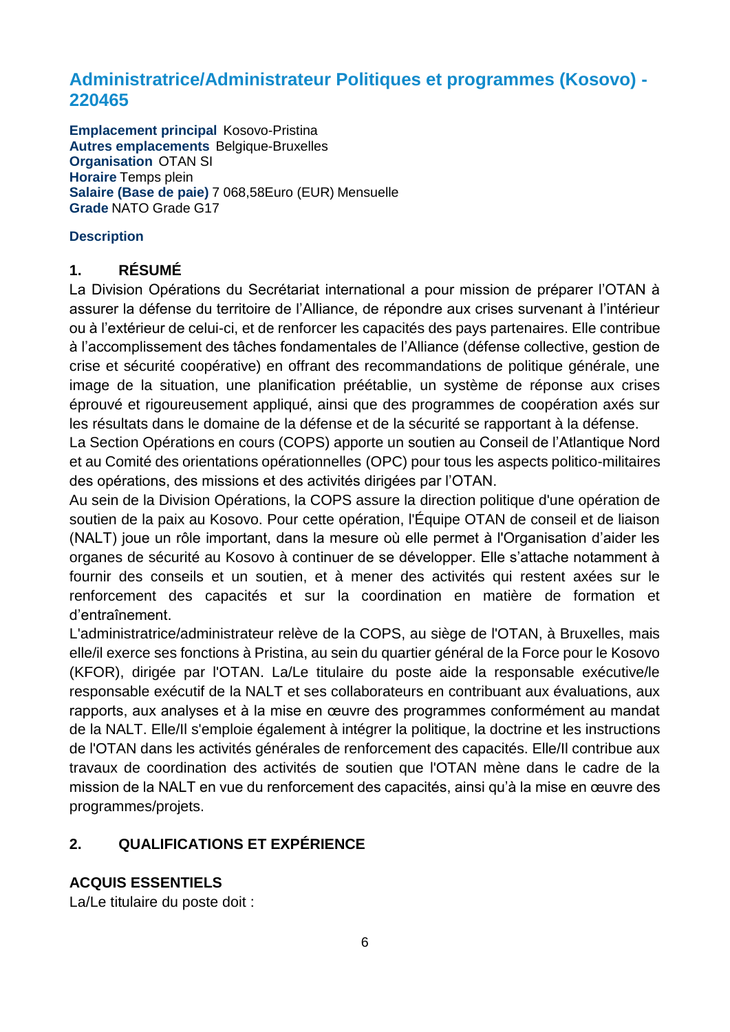## Administratrice/Administrateur Politiques et programmes (Kosovo) - 220465

**Emplacement principal** Kosovo-Pristina
**Autres emplacements** Belgique-Bruxelles
**Organisation** OTAN SI
**Horaire** Temps plein
**Salaire (Base de paie)** 7 068,58Euro (EUR) Mensuelle
**Grade** NATO Grade G17

**Description**

### 1. RÉSUMÉ

La Division Opérations du Secrétariat international a pour mission de préparer l'OTAN à assurer la défense du territoire de l'Alliance, de répondre aux crises survenant à l'intérieur ou à l'extérieur de celui-ci, et de renforcer les capacités des pays partenaires. Elle contribue à l'accomplissement des tâches fondamentales de l'Alliance (défense collective, gestion de crise et sécurité coopérative) en offrant des recommandations de politique générale, une image de la situation, une planification préétablie, un système de réponse aux crises éprouvé et rigoureusement appliqué, ainsi que des programmes de coopération axés sur les résultats dans le domaine de la défense et de la sécurité se rapportant à la défense.

La Section Opérations en cours (COPS) apporte un soutien au Conseil de l'Atlantique Nord et au Comité des orientations opérationnelles (OPC) pour tous les aspects politico-militaires des opérations, des missions et des activités dirigées par l'OTAN.

Au sein de la Division Opérations, la COPS assure la direction politique d'une opération de soutien de la paix au Kosovo. Pour cette opération, l'Équipe OTAN de conseil et de liaison (NALT) joue un rôle important, dans la mesure où elle permet à l'Organisation d'aider les organes de sécurité au Kosovo à continuer de se développer. Elle s'attache notamment à fournir des conseils et un soutien, et à mener des activités qui restent axées sur le renforcement des capacités et sur la coordination en matière de formation et d'entraînement.

L'administratrice/administrateur relève de la COPS, au siège de l'OTAN, à Bruxelles, mais elle/il exerce ses fonctions à Pristina, au sein du quartier général de la Force pour le Kosovo (KFOR), dirigée par l'OTAN. La/Le titulaire du poste aide la responsable exécutive/le responsable exécutif de la NALT et ses collaborateurs en contribuant aux évaluations, aux rapports, aux analyses et à la mise en œuvre des programmes conformément au mandat de la NALT. Elle/Il s'emploie également à intégrer la politique, la doctrine et les instructions de l'OTAN dans les activités générales de renforcement des capacités. Elle/Il contribue aux travaux de coordination des activités de soutien que l'OTAN mène dans le cadre de la mission de la NALT en vue du renforcement des capacités, ainsi qu'à la mise en œuvre des programmes/projets.

### 2. QUALIFICATIONS ET EXPÉRIENCE

**ACQUIS ESSENTIELS**

La/Le titulaire du poste doit :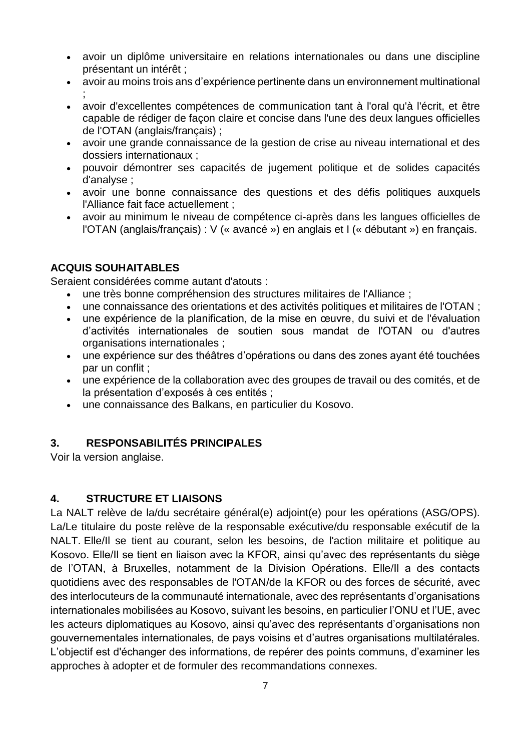- avoir un diplôme universitaire en relations internationales ou dans une discipline présentant un intérêt ;
- avoir au moins trois ans d'expérience pertinente dans un environnement multinational ;
- avoir d'excellentes compétences de communication tant à l'oral qu'à l'écrit, et être capable de rédiger de façon claire et concise dans l'une des deux langues officielles de l'OTAN (anglais/français) ;
- avoir une grande connaissance de la gestion de crise au niveau international et des dossiers internationaux ;
- pouvoir démontrer ses capacités de jugement politique et de solides capacités d'analyse ;
- avoir une bonne connaissance des questions et des défis politiques auxquels l'Alliance fait face actuellement ;
- avoir au minimum le niveau de compétence ci-après dans les langues officielles de l'OTAN (anglais/français) : V (« avancé ») en anglais et I (« débutant ») en français.

**ACQUIS SOUHAITABLES**

Seraient considérées comme autant d'atouts :

- une très bonne compréhension des structures militaires de l'Alliance ;
- une connaissance des orientations et des activités politiques et militaires de l'OTAN ;
- une expérience de la planification, de la mise en œuvre, du suivi et de l'évaluation d'activités internationales de soutien sous mandat de l'OTAN ou d'autres organisations internationales ;
- une expérience sur des théâtres d'opérations ou dans des zones ayant été touchées par un conflit ;
- une expérience de la collaboration avec des groupes de travail ou des comités, et de la présentation d'exposés à ces entités ;
- une connaissance des Balkans, en particulier du Kosovo.

## 3. RESPONSABILITÉS PRINCIPALES

Voir la version anglaise.

## 4. STRUCTURE ET LIAISONS

La NALT relève de la/du secrétaire général(e) adjoint(e) pour les opérations (ASG/OPS). La/Le titulaire du poste relève de la responsable exécutive/du responsable exécutif de la NALT. Elle/Il se tient au courant, selon les besoins, de l'action militaire et politique au Kosovo. Elle/Il se tient en liaison avec la KFOR, ainsi qu'avec des représentants du siège de l'OTAN, à Bruxelles, notamment de la Division Opérations. Elle/Il a des contacts quotidiens avec des responsables de l'OTAN/de la KFOR ou des forces de sécurité, avec des interlocuteurs de la communauté internationale, avec des représentants d'organisations internationales mobilisées au Kosovo, suivant les besoins, en particulier l'ONU et l'UE, avec les acteurs diplomatiques au Kosovo, ainsi qu'avec des représentants d'organisations non gouvernementales internationales, de pays voisins et d'autres organisations multilatérales. L'objectif est d'échanger des informations, de repérer des points communs, d'examiner les approches à adopter et de formuler des recommandations connexes.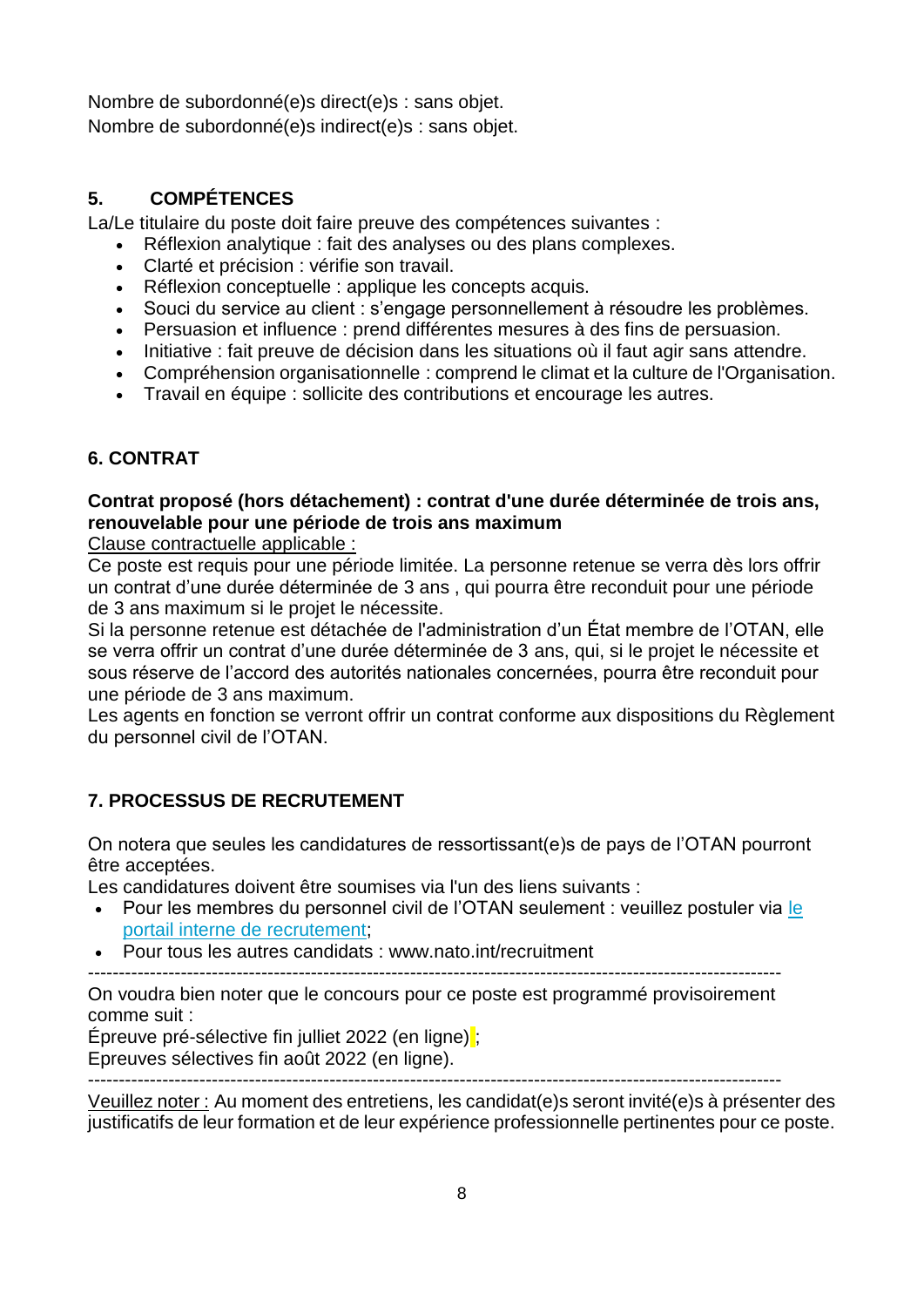Nombre de subordonné(e)s direct(e)s : sans objet.
Nombre de subordonné(e)s indirect(e)s : sans objet.

## 5. COMPÉTENCES

La/Le titulaire du poste doit faire preuve des compétences suivantes :

- Réflexion analytique : fait des analyses ou des plans complexes.
- Clarté et précision : vérifie son travail.
- Réflexion conceptuelle : applique les concepts acquis.
- Souci du service au client : s'engage personnellement à résoudre les problèmes.
- Persuasion et influence : prend différentes mesures à des fins de persuasion.
- Initiative : fait preuve de décision dans les situations où il faut agir sans attendre.
- Compréhension organisationnelle : comprend le climat et la culture de l'Organisation.
- Travail en équipe : sollicite des contributions et encourage les autres.

## 6. CONTRAT

**Contrat proposé (hors détachement) : contrat d'une durée déterminée de trois ans, renouvelable pour une période de trois ans maximum**

Clause contractuelle applicable :

Ce poste est requis pour une période limitée. La personne retenue se verra dès lors offrir un contrat d'une durée déterminée de 3 ans , qui pourra être reconduit pour une période de 3 ans maximum si le projet le nécessite.

Si la personne retenue est détachée de l'administration d'un État membre de l'OTAN, elle se verra offrir un contrat d'une durée déterminée de 3 ans, qui, si le projet le nécessite et sous réserve de l'accord des autorités nationales concernées, pourra être reconduit pour une période de 3 ans maximum.

Les agents en fonction se verront offrir un contrat conforme aux dispositions du Règlement du personnel civil de l'OTAN.

## 7. PROCESSUS DE RECRUTEMENT

On notera que seules les candidatures de ressortissant(e)s de pays de l'OTAN pourront être acceptées.

Les candidatures doivent être soumises via l'un des liens suivants :

- Pour les membres du personnel civil de l'OTAN seulement : veuillez postuler via le portail interne de recrutement;
- Pour tous les autres candidats : www.nato.int/recruitment

---

On voudra bien noter que le concours pour ce poste est programmé provisoirement comme suit :

Épreuve pré-sélective fin julliet 2022 (en ligne) ;

Epreuves sélectives fin août 2022 (en ligne).

---

Veuillez noter : Au moment des entretiens, les candidat(e)s seront invité(e)s à présenter des justificatifs de leur formation et de leur expérience professionnelle pertinentes pour ce poste.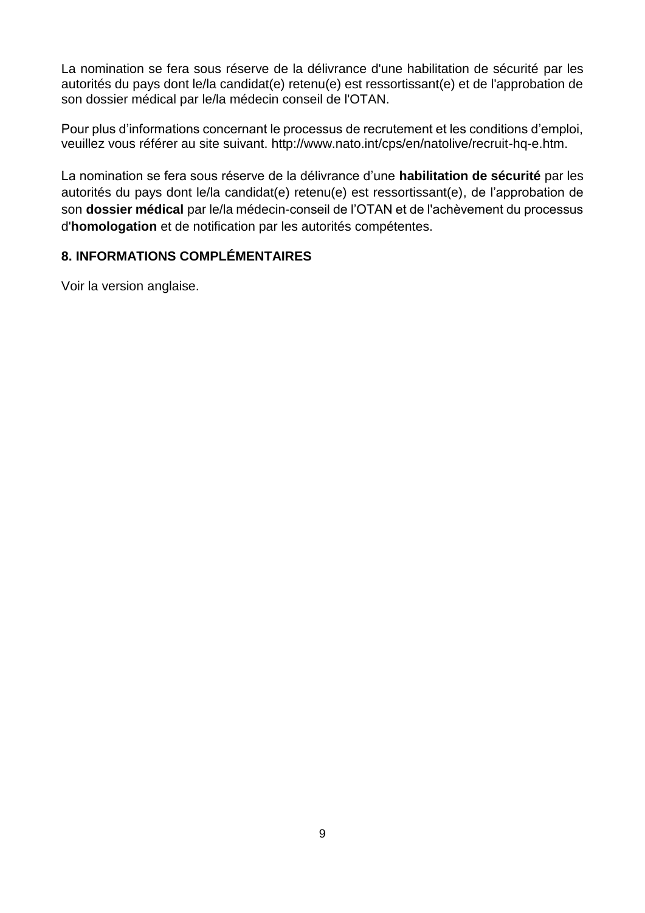La nomination se fera sous réserve de la délivrance d'une habilitation de sécurité par les autorités du pays dont le/la candidat(e) retenu(e) est ressortissant(e) et de l'approbation de son dossier médical par le/la médecin conseil de l'OTAN.

Pour plus d'informations concernant le processus de recrutement et les conditions d'emploi, veuillez vous référer au site suivant. http://www.nato.int/cps/en/natolive/recruit-hq-e.htm.

La nomination se fera sous réserve de la délivrance d'une **habilitation de sécurité** par les autorités du pays dont le/la candidat(e) retenu(e) est ressortissant(e), de l'approbation de son **dossier médical** par le/la médecin-conseil de l'OTAN et de l'achèvement du processus d'**homologation** et de notification par les autorités compétentes.

## 8. INFORMATIONS COMPLÉMENTAIRES

Voir la version anglaise.